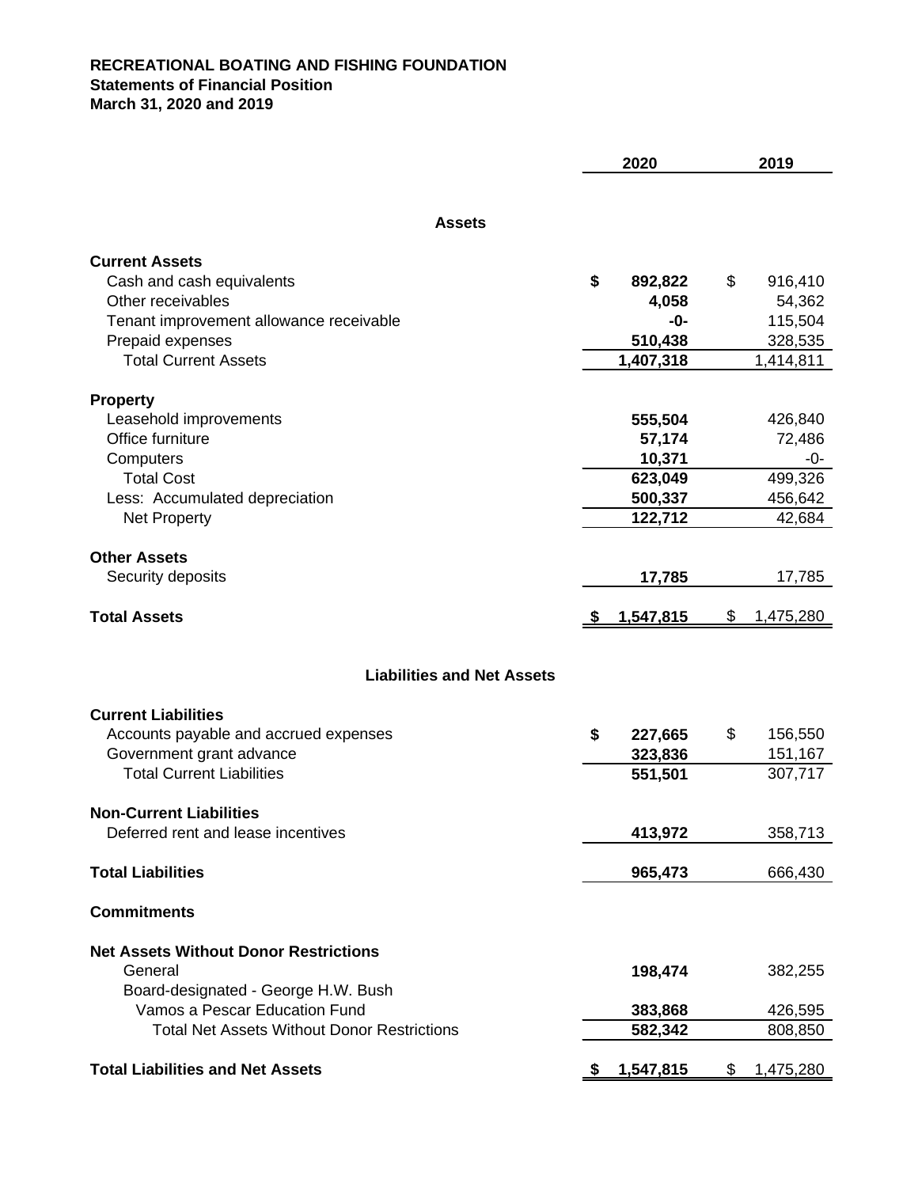# RECREATIONAL BOATING AND FISHING FOUNDATION
## Statements of Financial Position
### March 31, 2020 and 2019

| | 2020 | 2019 |
|---|---|---|
| **Assets** | | |
| **Current Assets** | | |
| Cash and cash equivalents | $ 892,822 | $ 916,410 |
| Other receivables | 4,058 | 54,362 |
| Tenant improvement allowance receivable | -0- | 115,504 |
| Prepaid expenses | 510,438 | 328,535 |
| Total Current Assets | 1,407,318 | 1,414,811 |
| **Property** | | |
| Leasehold improvements | 555,504 | 426,840 |
| Office furniture | 57,174 | 72,486 |
| Computers | 10,371 | -0- |
| Total Cost | 623,049 | 499,326 |
| Less: Accumulated depreciation | 500,337 | 456,642 |
| Net Property | 122,712 | 42,684 |
| **Other Assets** | | |
| Security deposits | 17,785 | 17,785 |
| **Total Assets** | $ 1,547,815 | $ 1,475,280 |
| **Liabilities and Net Assets** | | |
| **Current Liabilities** | | |
| Accounts payable and accrued expenses | $ 227,665 | $ 156,550 |
| Government grant advance | 323,836 | 151,167 |
| Total Current Liabilities | 551,501 | 307,717 |
| **Non-Current Liabilities** | | |
| Deferred rent and lease incentives | 413,972 | 358,713 |
| **Total Liabilities** | 965,473 | 666,430 |
| **Commitments** | | |
| **Net Assets Without Donor Restrictions** | | |
| General | 198,474 | 382,255 |
| Board-designated - George H.W. Bush Vamos a Pescar Education Fund | 383,868 | 426,595 |
| Total Net Assets Without Donor Restrictions | 582,342 | 808,850 |
| **Total Liabilities and Net Assets** | $ 1,547,815 | $ 1,475,280 |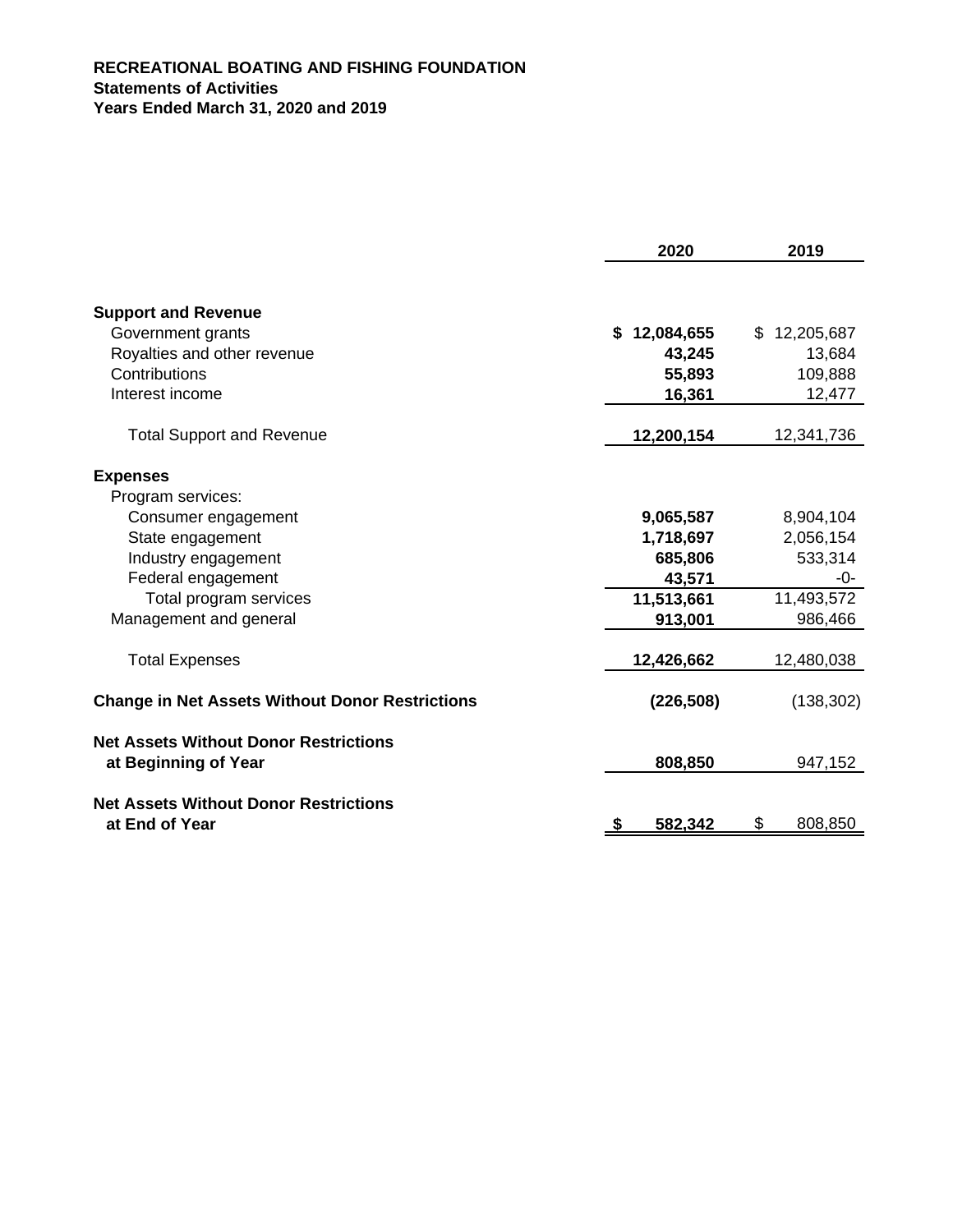**RECREATIONAL BOATING AND FISHING FOUNDATION**
**Statements of Activities**
**Years Ended March 31, 2020 and 2019**

| | 2020 | 2019 |
|---|---|---|
| **Support and Revenue** | | |
| Government grants | **$ 12,084,655** | $ 12,205,687 |
| Royalties and other revenue | **43,245** | 13,684 |
| Contributions | **55,893** | 109,888 |
| Interest income | **16,361** | 12,477 |
| Total Support and Revenue | **12,200,154** | 12,341,736 |
| **Expenses** | | |
| Program services: | | |
| Consumer engagement | **9,065,587** | 8,904,104 |
| State engagement | **1,718,697** | 2,056,154 |
| Industry engagement | **685,806** | 533,314 |
| Federal engagement | **43,571** | -0- |
| Total program services | **11,513,661** | 11,493,572 |
| Management and general | **913,001** | 986,466 |
| Total Expenses | **12,426,662** | 12,480,038 |
| **Change in Net Assets Without Donor Restrictions** | **(226,508)** | (138,302) |
| **Net Assets Without Donor Restrictions at Beginning of Year** | **808,850** | 947,152 |
| **Net Assets Without Donor Restrictions at End of Year** | **$ 582,342** | $ 808,850 |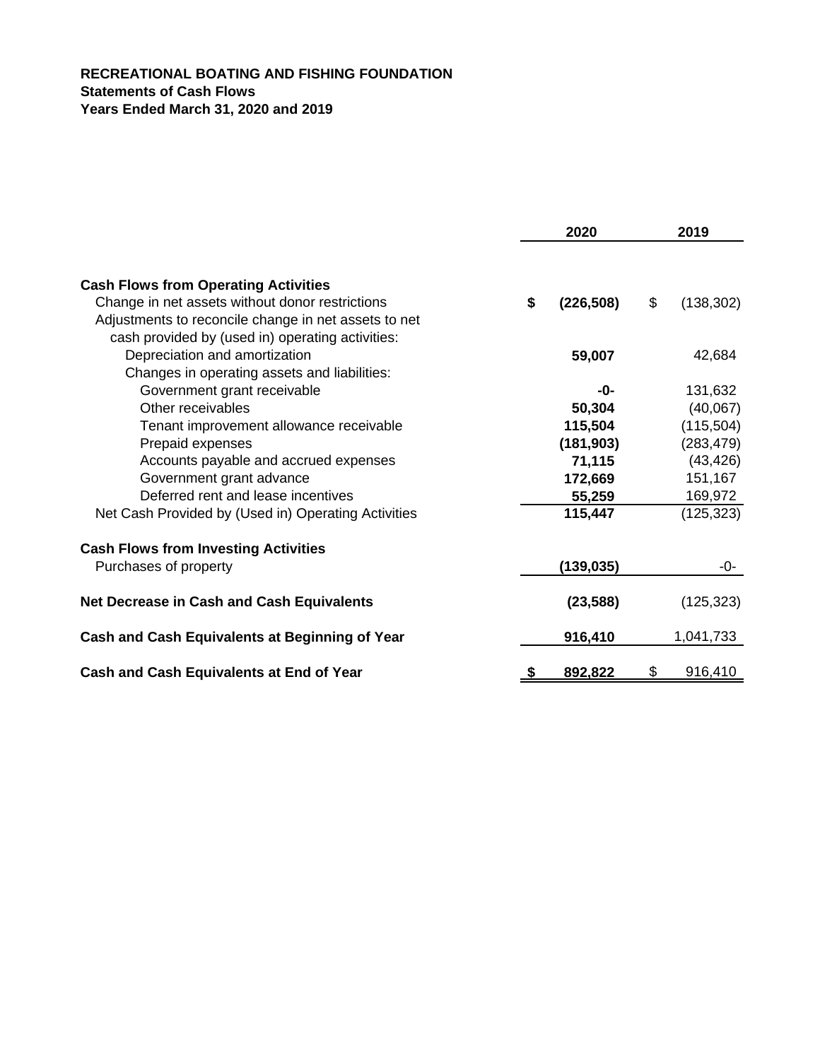**RECREATIONAL BOATING AND FISHING FOUNDATION**
**Statements of Cash Flows**
**Years Ended March 31, 2020 and 2019**

| | 2020 | 2019 |
|---|---|---|
| **Cash Flows from Operating Activities** | | |
| Change in net assets without donor restrictions | **$ (226,508)** | $ (138,302) |
| Adjustments to reconcile change in net assets to net cash provided by (used in) operating activities: | | |
| Depreciation and amortization | **59,007** | 42,684 |
| Changes in operating assets and liabilities: | | |
| Government grant receivable | **-0-** | 131,632 |
| Other receivables | **50,304** | (40,067) |
| Tenant improvement allowance receivable | **115,504** | (115,504) |
| Prepaid expenses | **(181,903)** | (283,479) |
| Accounts payable and accrued expenses | **71,115** | (43,426) |
| Government grant advance | **172,669** | 151,167 |
| Deferred rent and lease incentives | **55,259** | 169,972 |
| Net Cash Provided by (Used in) Operating Activities | **115,447** | (125,323) |
| **Cash Flows from Investing Activities** | | |
| Purchases of property | **(139,035)** | -0- |
| **Net Decrease in Cash and Cash Equivalents** | **(23,588)** | (125,323) |
| **Cash and Cash Equivalents at Beginning of Year** | **916,410** | 1,041,733 |
| **Cash and Cash Equivalents at End of Year** | **$ 892,822** | $ 916,410 |